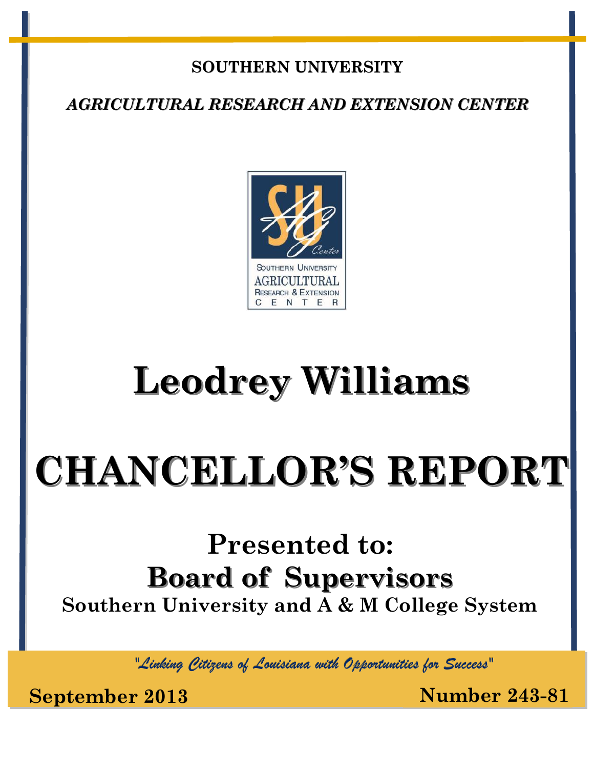**SOUTHERN UNIVERSITY**

***AGRICULTURAL RESEARCH AND EXTENSION CENTER***

SOUTHERN UNIVERSITY
AGRICULTURAL
RESEARCH & EXTENSION
CENTER

# Leodrey Williams

# CHANCELLOR'S REPORT

## Presented to:

## Board of Supervisors

**Southern University and A & M College System**

*"Linking Citizens of Louisiana with Opportunities for Success"*

**September 2013** **Number 243-81**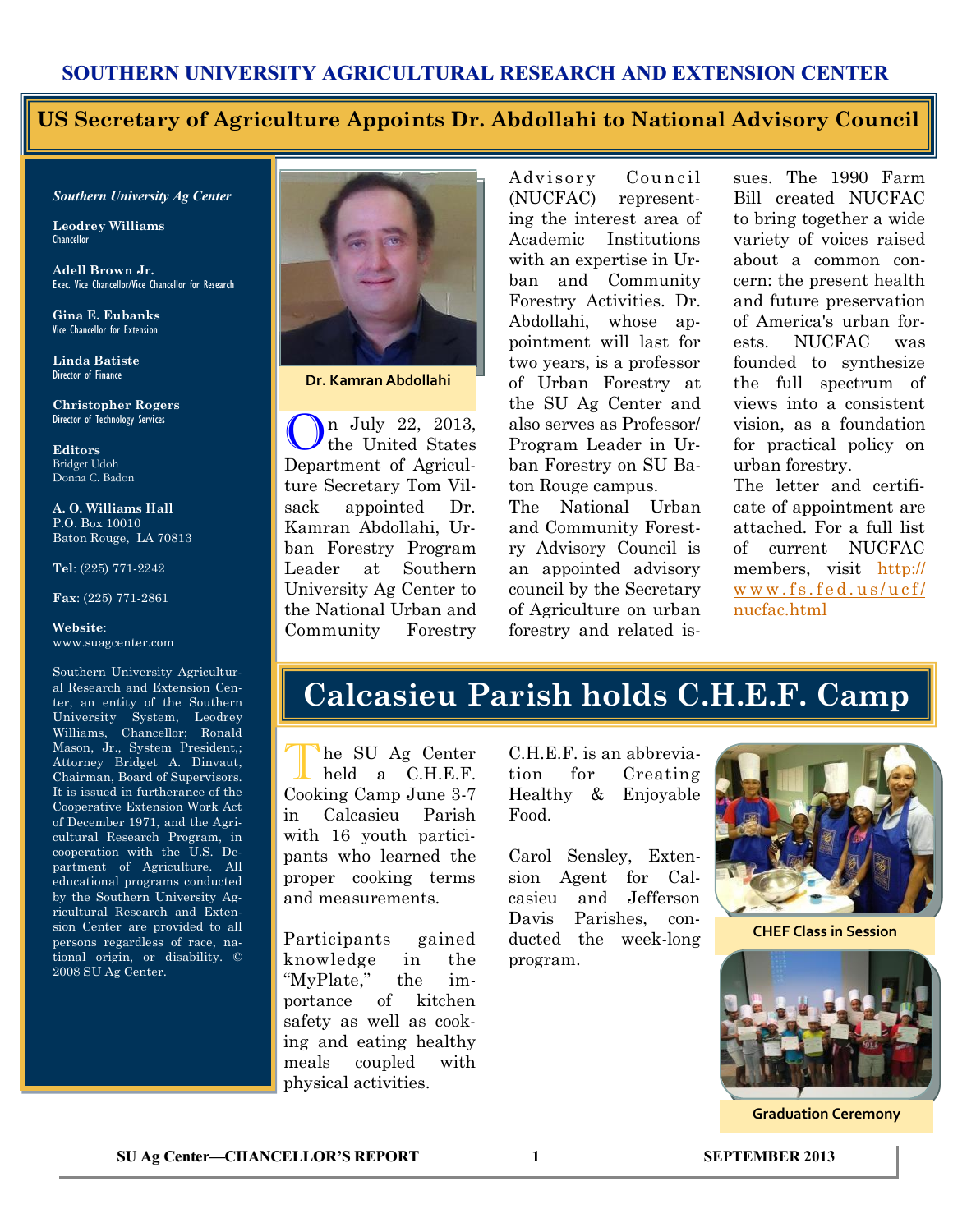# SOUTHERN UNIVERSITY AGRICULTURAL RESEARCH AND EXTENSION CENTER

*Southern University Ag Center*

**Leodrey Williams**
Chancellor

**Adell Brown Jr.**
Exec. Vice Chancellor/Vice Chancellor for Research

**Gina E. Eubanks**
Vice Chancellor for Extension

**Linda Batiste**
Director of Finance

**Christopher Rogers**
Director of Technology Services

**Editors**
Bridget Udoh
Donna C. Badon

**A. O. Williams Hall**
P.O. Box 10010
Baton Rouge, LA 70813

**Tel**: (225) 771-2242

**Fax**: (225) 771-2861

**Website**:
www.suagcenter.com

Southern University Agricultural Research and Extension Center, an entity of the Southern University System, Leodrey Williams, Chancellor; Ronald Mason, Jr., System President,; Attorney Bridget A. Dinvaut, Chairman, Board of Supervisors. It is issued in furtherance of the Cooperative Extension Work Act of December 1971, and the Agricultural Research Program, in cooperation with the U.S. Department of Agriculture. All educational programs conducted by the Southern University Agricultural Research and Extension Center are provided to all persons regardless of race, national origin, or disability. © 2008 SU Ag Center.

## US Secretary of Agriculture Appoints Dr. Abdollahi to National Advisory Council

Dr. Kamran Abdollahi

On July 22, 2013, the United States Department of Agriculture Secretary Tom Vilsack appointed Dr. Kamran Abdollahi, Urban Forestry Program Leader at Southern University Ag Center to the National Urban and Community Forestry Advisory Council (NUCFAC) representing the interest area of Academic Institutions with an expertise in Urban and Community Forestry Activities. Dr. Abdollahi, whose appointment will last for two years, is a professor of Urban Forestry at the SU Ag Center and also serves as Professor/ Program Leader in Urban Forestry on SU Baton Rouge campus.

The National Urban and Community Forestry Advisory Council is an appointed advisory council by the Secretary of Agriculture on urban forestry and related issues. The 1990 Farm Bill created NUCFAC to bring together a wide variety of voices raised about a common concern: the present health and future preservation of America's urban forests. NUCFAC was founded to synthesize the full spectrum of views into a consistent vision, as a foundation for practical policy on urban forestry.

The letter and certificate of appointment are attached. For a full list of current NUCFAC members, visit http://www.fs.fed.us/ucf/nucfac.html

## Calcasieu Parish holds C.H.E.F. Camp

The SU Ag Center held a C.H.E.F. Cooking Camp June 3-7 in Calcasieu Parish with 16 youth participants who learned the proper cooking terms and measurements.

Participants gained knowledge in the "MyPlate," the importance of kitchen safety as well as cooking and eating healthy meals coupled with physical activities.

C.H.E.F. is an abbreviation for Creating Healthy & Enjoyable Food.

Carol Sensley, Extension Agent for Calcasieu and Jefferson Davis Parishes, conducted the week-long program.

CHEF Class in Session

Graduation Ceremony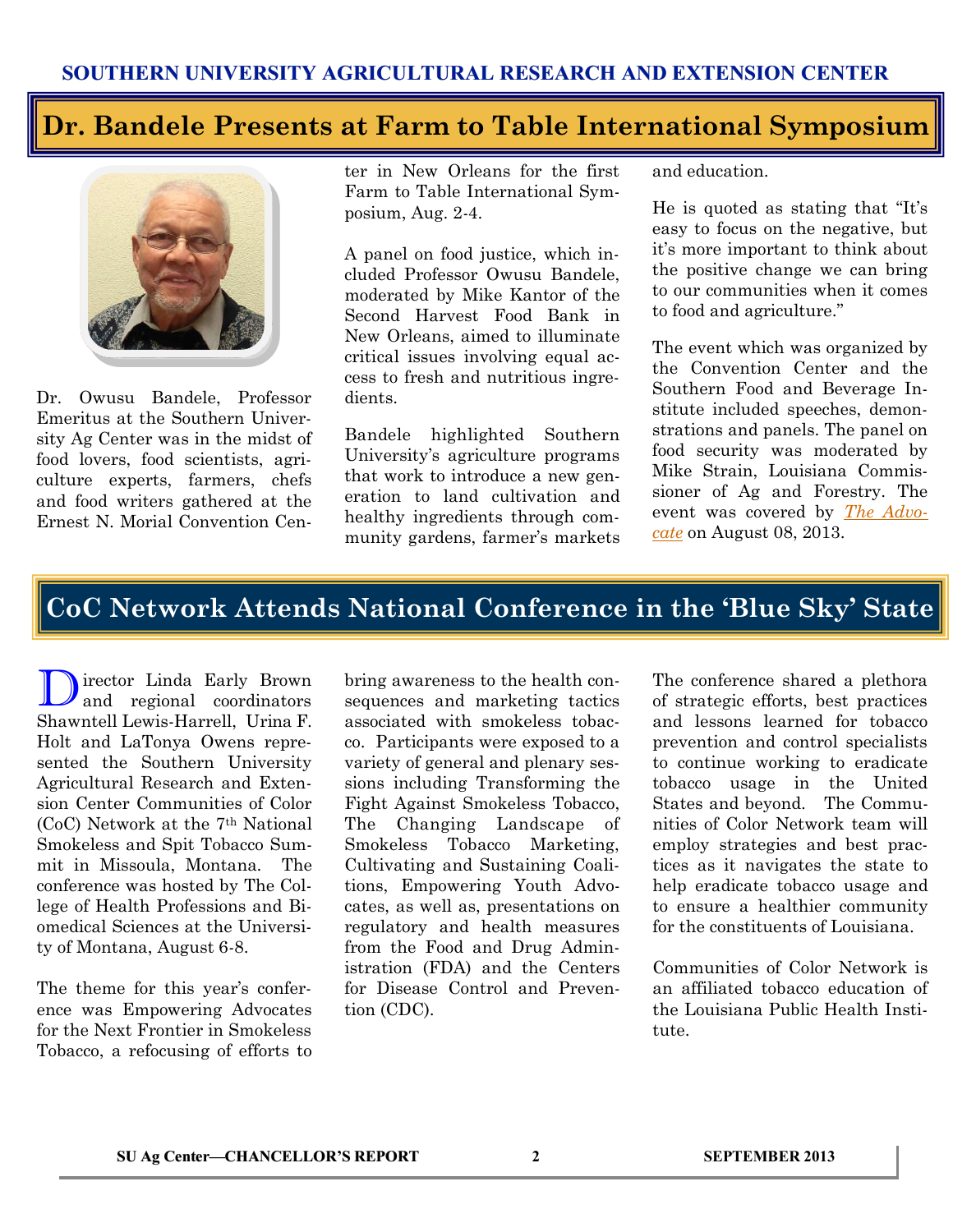## Dr. Bandele Presents at Farm to Table International Symposium

Dr. Owusu Bandele, Professor Emeritus at the Southern University Ag Center was in the midst of food lovers, food scientists, agriculture experts, farmers, chefs and food writers gathered at the Ernest N. Morial Convention Center in New Orleans for the first Farm to Table International Symposium, Aug. 2-4.

A panel on food justice, which included Professor Owusu Bandele, moderated by Mike Kantor of the Second Harvest Food Bank in New Orleans, aimed to illuminate critical issues involving equal access to fresh and nutritious ingredients.

Bandele highlighted Southern University's agriculture programs that work to introduce a new generation to land cultivation and healthy ingredients through community gardens, farmer's markets and education.

He is quoted as stating that "It's easy to focus on the negative, but it's more important to think about the positive change we can bring to our communities when it comes to food and agriculture."

The event which was organized by the Convention Center and the Southern Food and Beverage Institute included speeches, demonstrations and panels. The panel on food security was moderated by Mike Strain, Louisiana Commissioner of Ag and Forestry. The event was covered by *The Advocate* on August 08, 2013.

## CoC Network Attends National Conference in the 'Blue Sky' State

Director Linda Early Brown and regional coordinators Shawntell Lewis-Harrell, Urina F. Holt and LaTonya Owens represented the Southern University Agricultural Research and Extension Center Communities of Color (CoC) Network at the 7th National Smokeless and Spit Tobacco Summit in Missoula, Montana. The conference was hosted by The College of Health Professions and Biomedical Sciences at the University of Montana, August 6-8.

The theme for this year's conference was Empowering Advocates for the Next Frontier in Smokeless Tobacco, a refocusing of efforts to bring awareness to the health consequences and marketing tactics associated with smokeless tobacco. Participants were exposed to a variety of general and plenary sessions including Transforming the Fight Against Smokeless Tobacco, The Changing Landscape of Smokeless Tobacco Marketing, Cultivating and Sustaining Coalitions, Empowering Youth Advocates, as well as, presentations on regulatory and health measures from the Food and Drug Administration (FDA) and the Centers for Disease Control and Prevention (CDC).

The conference shared a plethora of strategic efforts, best practices and lessons learned for tobacco prevention and control specialists to continue working to eradicate tobacco usage in the United States and beyond. The Communities of Color Network team will employ strategies and best practices as it navigates the state to help eradicate tobacco usage and to ensure a healthier community for the constituents of Louisiana.

Communities of Color Network is an affiliated tobacco education of the Louisiana Public Health Institute.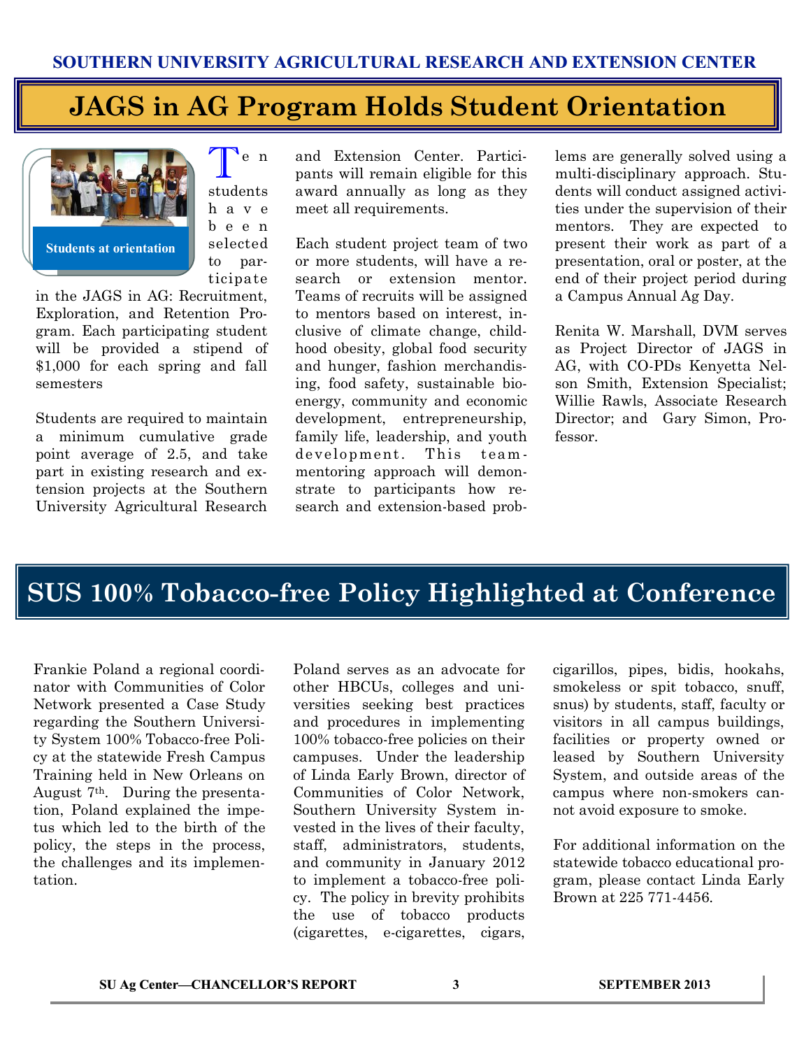## JAGS in AG Program Holds Student Orientation

Students at orientation

Ten students have been selected to participate in the JAGS in AG: Recruitment, Exploration, and Retention Program. Each participating student will be provided a stipend of $1,000 for each spring and fall semesters

Students are required to maintain a minimum cumulative grade point average of 2.5, and take part in existing research and extension projects at the Southern University Agricultural Research and Extension Center. Participants will remain eligible for this award annually as long as they meet all requirements.

Each student project team of two or more students, will have a research or extension mentor. Teams of recruits will be assigned to mentors based on interest, inclusive of climate change, childhood obesity, global food security and hunger, fashion merchandising, food safety, sustainable bioenergy, community and economic development, entrepreneurship, family life, leadership, and youth development. This team-mentoring approach will demonstrate to participants how research and extension-based problems are generally solved using a multi-disciplinary approach. Students will conduct assigned activities under the supervision of their mentors. They are expected to present their work as part of a presentation, oral or poster, at the end of their project period during a Campus Annual Ag Day.

Renita W. Marshall, DVM serves as Project Director of JAGS in AG, with CO-PDs Kenyetta Nelson Smith, Extension Specialist; Willie Rawls, Associate Research Director; and Gary Simon, Professor.

## SUS 100% Tobacco-free Policy Highlighted at Conference

Frankie Poland a regional coordinator with Communities of Color Network presented a Case Study regarding the Southern University System 100% Tobacco-free Policy at the statewide Fresh Campus Training held in New Orleans on August 7th. During the presentation, Poland explained the impetus which led to the birth of the policy, the steps in the process, the challenges and its implementation.

Poland serves as an advocate for other HBCUs, colleges and universities seeking best practices and procedures in implementing 100% tobacco-free policies on their campuses. Under the leadership of Linda Early Brown, director of Communities of Color Network, Southern University System invested in the lives of their faculty, staff, administrators, students, and community in January 2012 to implement a tobacco-free policy. The policy in brevity prohibits the use of tobacco products (cigarettes, e-cigarettes, cigars, cigarillos, pipes, bidis, hookahs, smokeless or spit tobacco, snuff, snus) by students, staff, faculty or visitors in all campus buildings, facilities or property owned or leased by Southern University System, and outside areas of the campus where non-smokers cannot avoid exposure to smoke.

For additional information on the statewide tobacco educational program, please contact Linda Early Brown at 225 771-4456.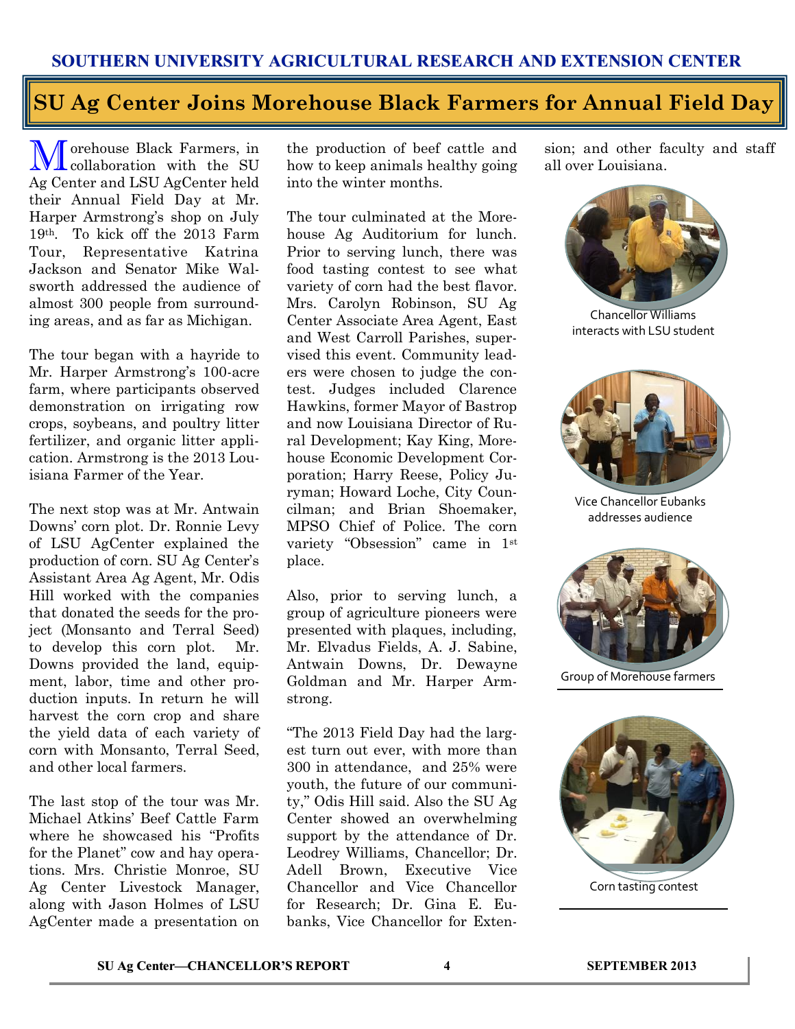# SU Ag Center Joins Morehouse Black Farmers for Annual Field Day

Morehouse Black Farmers, in collaboration with the SU Ag Center and LSU AgCenter held their Annual Field Day at Mr. Harper Armstrong's shop on July 19th. To kick off the 2013 Farm Tour, Representative Katrina Jackson and Senator Mike Walsworth addressed the audience of almost 300 people from surrounding areas, and as far as Michigan.

The tour began with a hayride to Mr. Harper Armstrong's 100-acre farm, where participants observed demonstration on irrigating row crops, soybeans, and poultry litter fertilizer, and organic litter application. Armstrong is the 2013 Louisiana Farmer of the Year.

The next stop was at Mr. Antwain Downs' corn plot. Dr. Ronnie Levy of LSU AgCenter explained the production of corn. SU Ag Center's Assistant Area Ag Agent, Mr. Odis Hill worked with the companies that donated the seeds for the project (Monsanto and Terral Seed) to develop this corn plot. Mr. Downs provided the land, equipment, labor, time and other production inputs. In return he will harvest the corn crop and share the yield data of each variety of corn with Monsanto, Terral Seed, and other local farmers.

The last stop of the tour was Mr. Michael Atkins' Beef Cattle Farm where he showcased his "Profits for the Planet" cow and hay operations. Mrs. Christie Monroe, SU Ag Center Livestock Manager, along with Jason Holmes of LSU AgCenter made a presentation on the production of beef cattle and how to keep animals healthy going into the winter months.

The tour culminated at the Morehouse Ag Auditorium for lunch. Prior to serving lunch, there was food tasting contest to see what variety of corn had the best flavor. Mrs. Carolyn Robinson, SU Ag Center Associate Area Agent, East and West Carroll Parishes, supervised this event. Community leaders were chosen to judge the contest. Judges included Clarence Hawkins, former Mayor of Bastrop and now Louisiana Director of Rural Development; Kay King, Morehouse Economic Development Corporation; Harry Reese, Policy Juryman; Howard Loche, City Councilman; and Brian Shoemaker, MPSO Chief of Police. The corn variety "Obsession" came in 1st place.

Also, prior to serving lunch, a group of agriculture pioneers were presented with plaques, including, Mr. Elvadus Fields, A. J. Sabine, Antwain Downs, Dr. Dewayne Goldman and Mr. Harper Armstrong.

"The 2013 Field Day had the largest turn out ever, with more than 300 in attendance, and 25% were youth, the future of our community," Odis Hill said. Also the SU Ag Center showed an overwhelming support by the attendance of Dr. Leodrey Williams, Chancellor; Dr. Adell Brown, Executive Vice Chancellor and Vice Chancellor for Research; Dr. Gina E. Eubanks, Vice Chancellor for Extension; and other faculty and staff all over Louisiana.

Chancellor Williams interacts with LSU student

Vice Chancellor Eubanks addresses audience

Group of Morehouse farmers

Corn tasting contest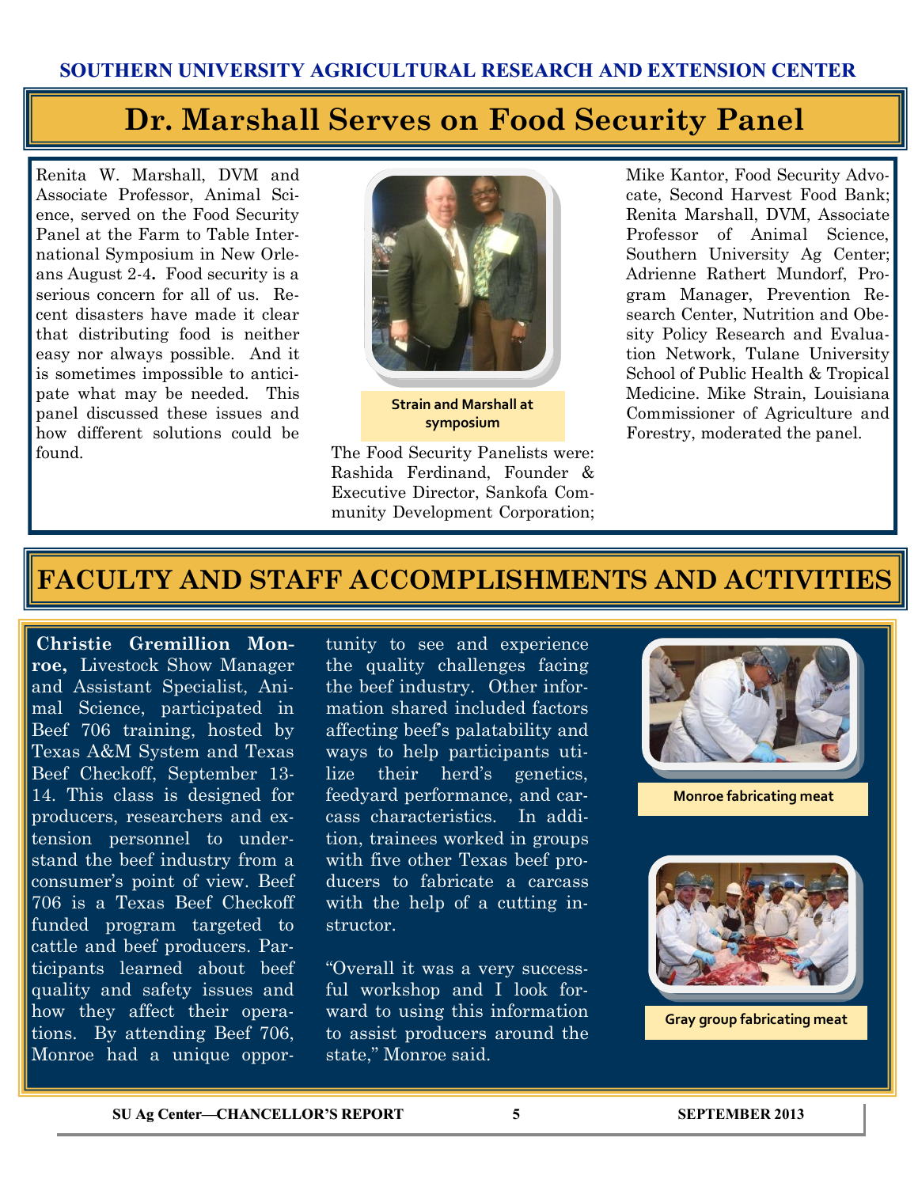# Dr. Marshall Serves on Food Security Panel

Renita W. Marshall, DVM and Associate Professor, Animal Science, served on the Food Security Panel at the Farm to Table International Symposium in New Orleans August 2-4. Food security is a serious concern for all of us. Recent disasters have made it clear that distributing food is neither easy nor always possible. And it is sometimes impossible to anticipate what may be needed. This panel discussed these issues and how different solutions could be found.

Strain and Marshall at symposium

The Food Security Panelists were: Rashida Ferdinand, Founder & Executive Director, Sankofa Community Development Corporation; Mike Kantor, Food Security Advocate, Second Harvest Food Bank; Renita Marshall, DVM, Associate Professor of Animal Science, Southern University Ag Center; Adrienne Rathert Mundorf, Program Manager, Prevention Research Center, Nutrition and Obesity Policy Research and Evaluation Network, Tulane University School of Public Health & Tropical Medicine. Mike Strain, Louisiana Commissioner of Agriculture and Forestry, moderated the panel.

# FACULTY AND STAFF ACCOMPLISHMENTS AND ACTIVITIES

**Christie Gremillion Monroe,** Livestock Show Manager and Assistant Specialist, Animal Science, participated in Beef 706 training, hosted by Texas A&M System and Texas Beef Checkoff, September 13-14. This class is designed for producers, researchers and extension personnel to understand the beef industry from a consumer's point of view. Beef 706 is a Texas Beef Checkoff funded program targeted to cattle and beef producers. Participants learned about beef quality and safety issues and how they affect their operations. By attending Beef 706, Monroe had a unique opportunity to see and experience the quality challenges facing the beef industry. Other information shared included factors affecting beef's palatability and ways to help participants utilize their herd's genetics, feedyard performance, and carcass characteristics. In addition, trainees worked in groups with five other Texas beef producers to fabricate a carcass with the help of a cutting instructor.

"Overall it was a very successful workshop and I look forward to using this information to assist producers around the state," Monroe said.

Monroe fabricating meat

Gray group fabricating meat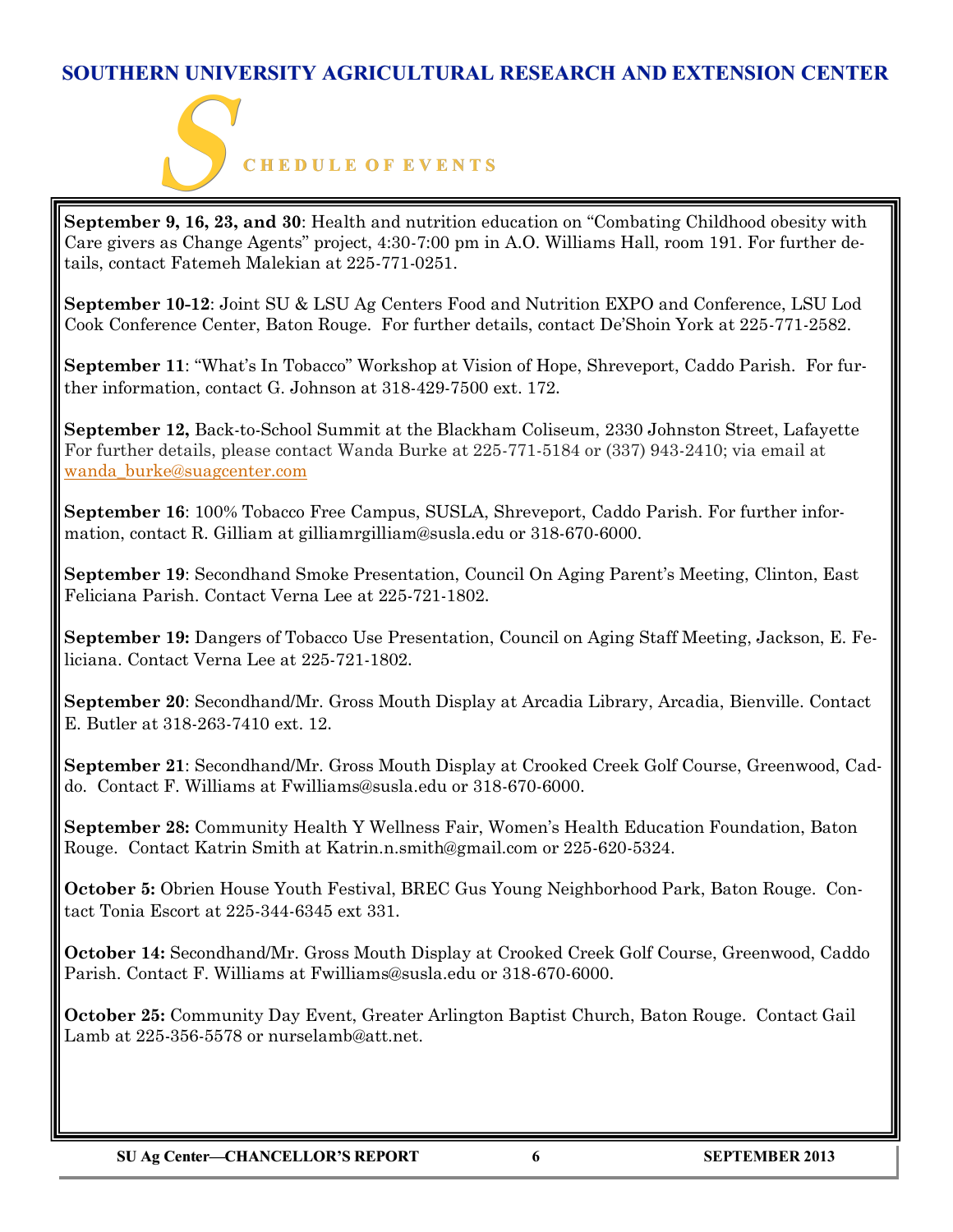# SOUTHERN UNIVERSITY AGRICULTURAL RESEARCH AND EXTENSION CENTER

## SCHEDULE OF EVENTS

**September 9, 16, 23, and 30**: Health and nutrition education on "Combating Childhood obesity with Care givers as Change Agents" project, 4:30-7:00 pm in A.O. Williams Hall, room 191. For further details, contact Fatemeh Malekian at 225-771-0251.

**September 10-12**: Joint SU & LSU Ag Centers Food and Nutrition EXPO and Conference, LSU Lod Cook Conference Center, Baton Rouge. For further details, contact De'Shoin York at 225-771-2582.

**September 11**: "What's In Tobacco" Workshop at Vision of Hope, Shreveport, Caddo Parish. For further information, contact G. Johnson at 318-429-7500 ext. 172.

**September 12,** Back-to-School Summit at the Blackham Coliseum, 2330 Johnston Street, Lafayette For further details, please contact Wanda Burke at 225-771-5184 or (337) 943-2410; via email at wanda_burke@suagcenter.com

**September 16**: 100% Tobacco Free Campus, SUSLA, Shreveport, Caddo Parish. For further information, contact R. Gilliam at gilliamrgilliam@susla.edu or 318-670-6000.

**September 19**: Secondhand Smoke Presentation, Council On Aging Parent's Meeting, Clinton, East Feliciana Parish. Contact Verna Lee at 225-721-1802.

**September 19:** Dangers of Tobacco Use Presentation, Council on Aging Staff Meeting, Jackson, E. Feliciana. Contact Verna Lee at 225-721-1802.

**September 20**: Secondhand/Mr. Gross Mouth Display at Arcadia Library, Arcadia, Bienville. Contact E. Butler at 318-263-7410 ext. 12.

**September 21**: Secondhand/Mr. Gross Mouth Display at Crooked Creek Golf Course, Greenwood, Caddo. Contact F. Williams at Fwilliams@susla.edu or 318-670-6000.

**September 28:** Community Health Y Wellness Fair, Women's Health Education Foundation, Baton Rouge. Contact Katrin Smith at Katrin.n.smith@gmail.com or 225-620-5324.

**October 5:** Obrien House Youth Festival, BREC Gus Young Neighborhood Park, Baton Rouge. Contact Tonia Escort at 225-344-6345 ext 331.

**October 14:** Secondhand/Mr. Gross Mouth Display at Crooked Creek Golf Course, Greenwood, Caddo Parish. Contact F. Williams at Fwilliams@susla.edu or 318-670-6000.

**October 25:** Community Day Event, Greater Arlington Baptist Church, Baton Rouge. Contact Gail Lamb at 225-356-5578 or nurselamb@att.net.